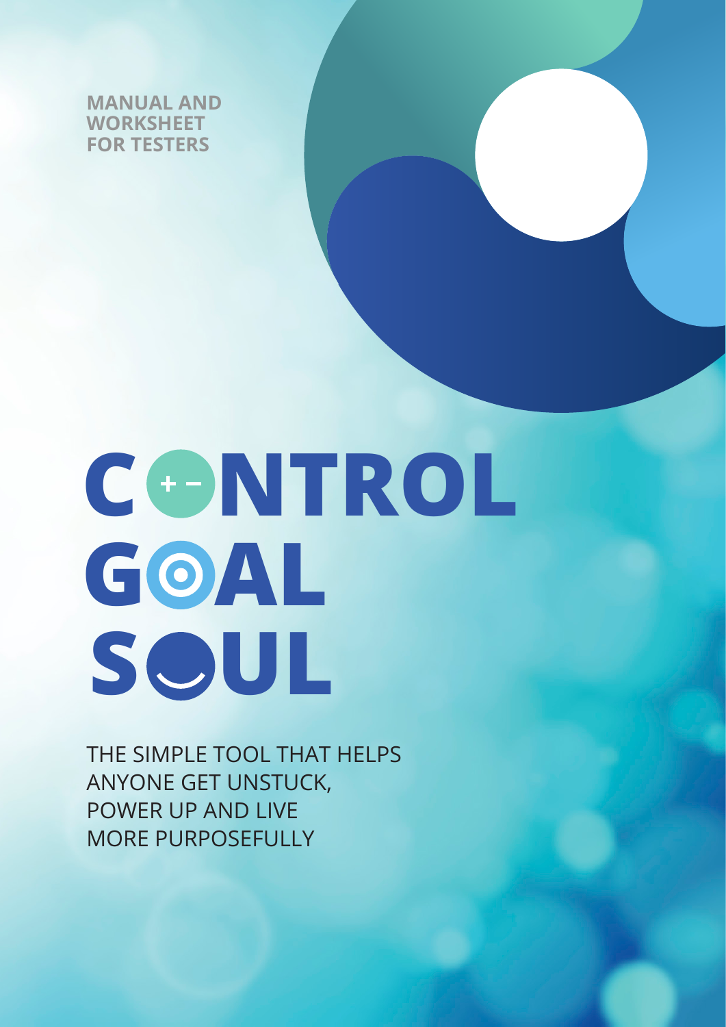MANUAL AND WORKSHEET FOR TESTERS

# CONTROL GOAL SOUL

THE SIMPLE TOOL THAT HELPS ANYONE GET UNSTUCK, POWER UP AND LIVE MORE PURPOSEFULLY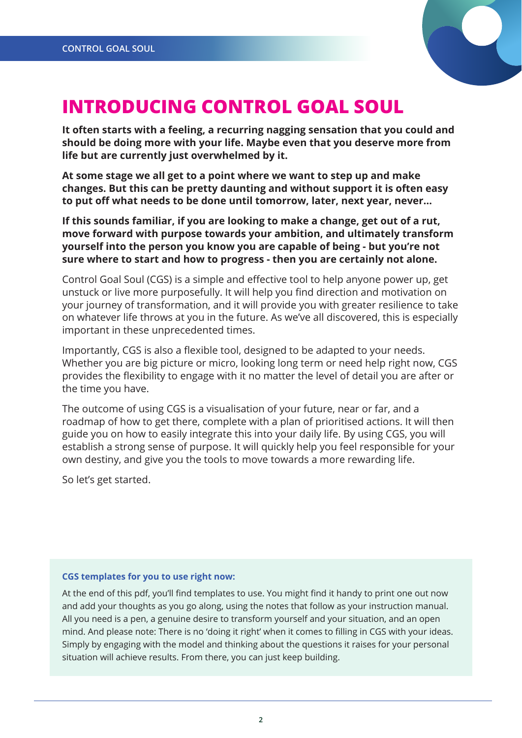# INTRODUCING CONTROL GOAL SOUL

**It often starts with a feeling, a recurring nagging sensation that you could and should be doing more with your life. Maybe even that you deserve more from life but are currently just overwhelmed by it.**

**At some stage we all get to a point where we want to step up and make changes. But this can be pretty daunting and without support it is often easy to put off what needs to be done until tomorrow, later, next year, never...**

**If this sounds familiar, if you are looking to make a change, get out of a rut, move forward with purpose towards your ambition, and ultimately transform yourself into the person you know you are capable of being - but you're not sure where to start and how to progress - then you are certainly not alone.**

Control Goal Soul (CGS) is a simple and effective tool to help anyone power up, get unstuck or live more purposefully. It will help you find direction and motivation on your journey of transformation, and it will provide you with greater resilience to take on whatever life throws at you in the future. As we've all discovered, this is especially important in these unprecedented times.

Importantly, CGS is also a flexible tool, designed to be adapted to your needs. Whether you are big picture or micro, looking long term or need help right now, CGS provides the flexibility to engage with it no matter the level of detail you are after or the time you have.

The outcome of using CGS is a visualisation of your future, near or far, and a roadmap of how to get there, complete with a plan of prioritised actions. It will then guide you on how to easily integrate this into your daily life. By using CGS, you will establish a strong sense of purpose. It will quickly help you feel responsible for your own destiny, and give you the tools to move towards a more rewarding life.

So let's get started.

**CGS templates for you to use right now:**

At the end of this pdf, you'll find templates to use. You might find it handy to print one out now and add your thoughts as you go along, using the notes that follow as your instruction manual. All you need is a pen, a genuine desire to transform yourself and your situation, and an open mind. And please note: There is no 'doing it right' when it comes to filling in CGS with your ideas. Simply by engaging with the model and thinking about the questions it raises for your personal situation will achieve results. From there, you can just keep building.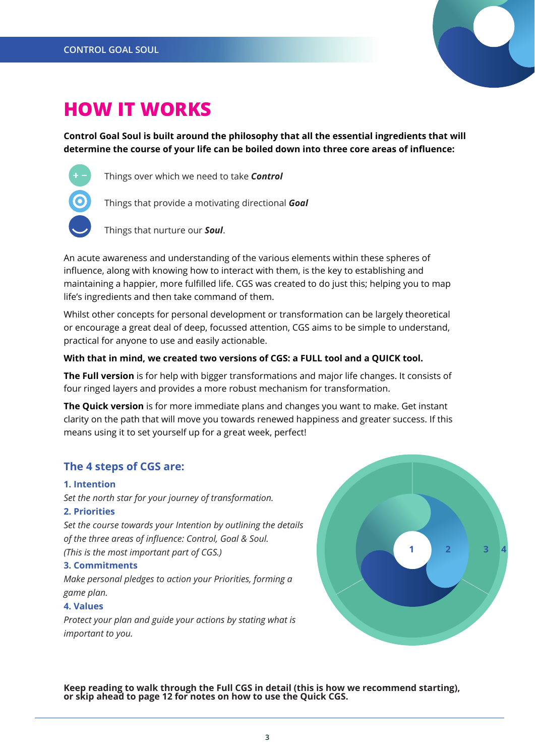# HOW IT WORKS

**Control Goal Soul is built around the philosophy that all the essential ingredients that will determine the course of your life can be boiled down into three core areas of influence:**

- Things over which we need to take ***Control***
- Things that provide a motivating directional ***Goal***
- Things that nurture our ***Soul***.

An acute awareness and understanding of the various elements within these spheres of influence, along with knowing how to interact with them, is the key to establishing and maintaining a happier, more fulfilled life. CGS was created to do just this; helping you to map life's ingredients and then take command of them.

Whilst other concepts for personal development or transformation can be largely theoretical or encourage a great deal of deep, focussed attention, CGS aims to be simple to understand, practical for anyone to use and easily actionable.

**With that in mind, we created two versions of CGS: a FULL tool and a QUICK tool.**

**The Full version** is for help with bigger transformations and major life changes. It consists of four ringed layers and provides a more robust mechanism for transformation.

**The Quick version** is for more immediate plans and changes you want to make. Get instant clarity on the path that will move you towards renewed happiness and greater success. If this means using it to set yourself up for a great week, perfect!

## The 4 steps of CGS are:

**1. Intention**

*Set the north star for your journey of transformation.*

**2. Priorities**

*Set the course towards your Intention by outlining the details of the three areas of influence: Control, Goal & Soul. (This is the most important part of CGS.)*

**3. Commitments**

*Make personal pledges to action your Priorities, forming a game plan.*

**4. Values**

*Protect your plan and guide your actions by stating what is important to you.*

1 2 3 4

**Keep reading to walk through the Full CGS in detail (this is how we recommend starting), or skip ahead to page 12 for notes on how to use the Quick CGS.**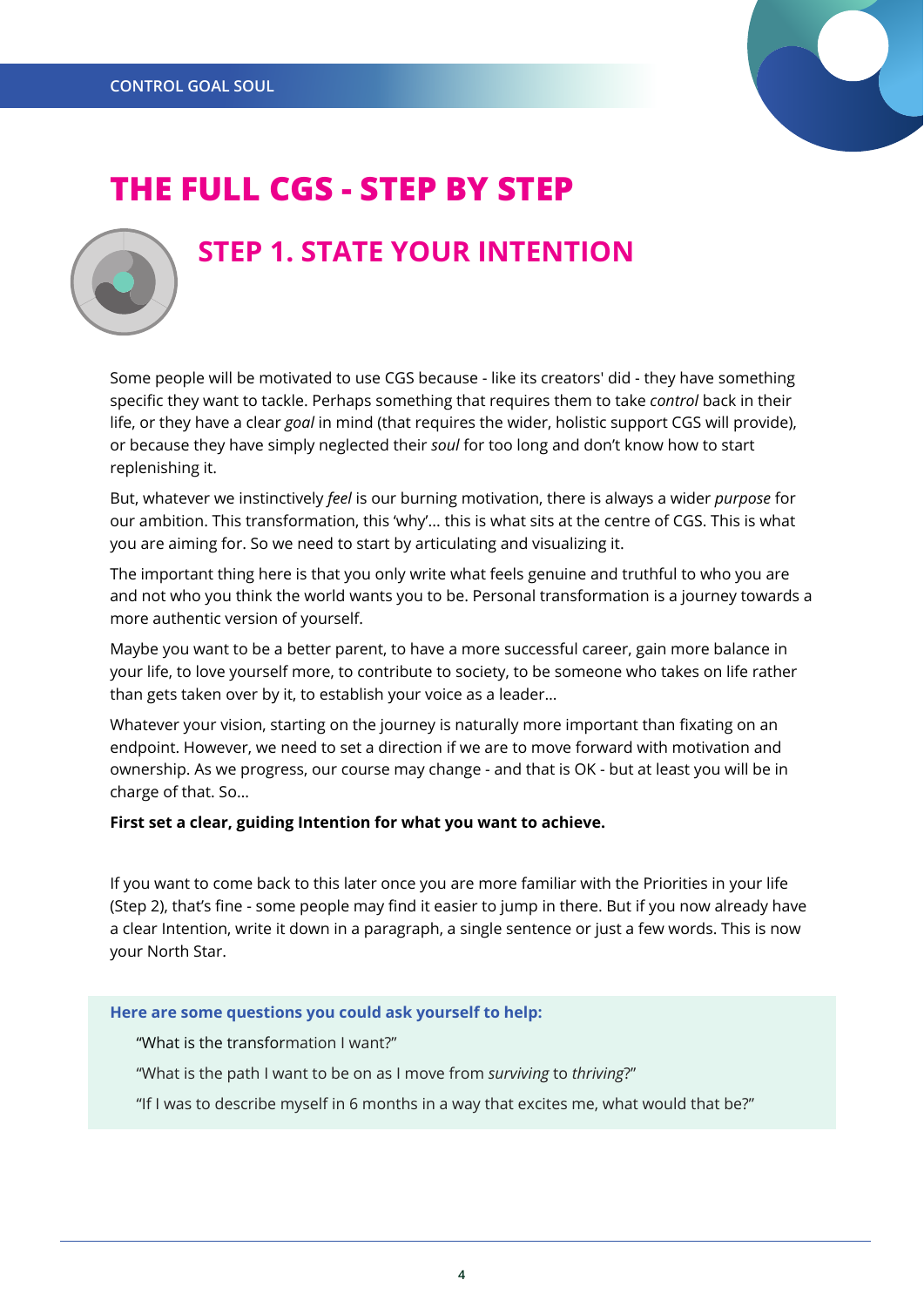# THE FULL CGS - STEP BY STEP

## STEP 1. STATE YOUR INTENTION

Some people will be motivated to use CGS because - like its creators' did - they have something specific they want to tackle. Perhaps something that requires them to take *control* back in their life, or they have a clear *goal* in mind (that requires the wider, holistic support CGS will provide), or because they have simply neglected their *soul* for too long and don't know how to start replenishing it.

But, whatever we instinctively *feel* is our burning motivation, there is always a wider *purpose* for our ambition. This transformation, this 'why'… this is what sits at the centre of CGS. This is what you are aiming for. So we need to start by articulating and visualizing it.

The important thing here is that you only write what feels genuine and truthful to who you are and not who you think the world wants you to be. Personal transformation is a journey towards a more authentic version of yourself.

Maybe you want to be a better parent, to have a more successful career, gain more balance in your life, to love yourself more, to contribute to society, to be someone who takes on life rather than gets taken over by it, to establish your voice as a leader…

Whatever your vision, starting on the journey is naturally more important than fixating on an endpoint. However, we need to set a direction if we are to move forward with motivation and ownership. As we progress, our course may change - and that is OK - but at least you will be in charge of that. So…

**First set a clear, guiding Intention for what you want to achieve.**

If you want to come back to this later once you are more familiar with the Priorities in your life (Step 2), that's fine - some people may find it easier to jump in there. But if you now already have a clear Intention, write it down in a paragraph, a single sentence or just a few words. This is now your North Star.

**Here are some questions you could ask yourself to help:**

"What is the transformation I want?"

"What is the path I want to be on as I move from *surviving* to *thriving*?"

"If I was to describe myself in 6 months in a way that excites me, what would that be?"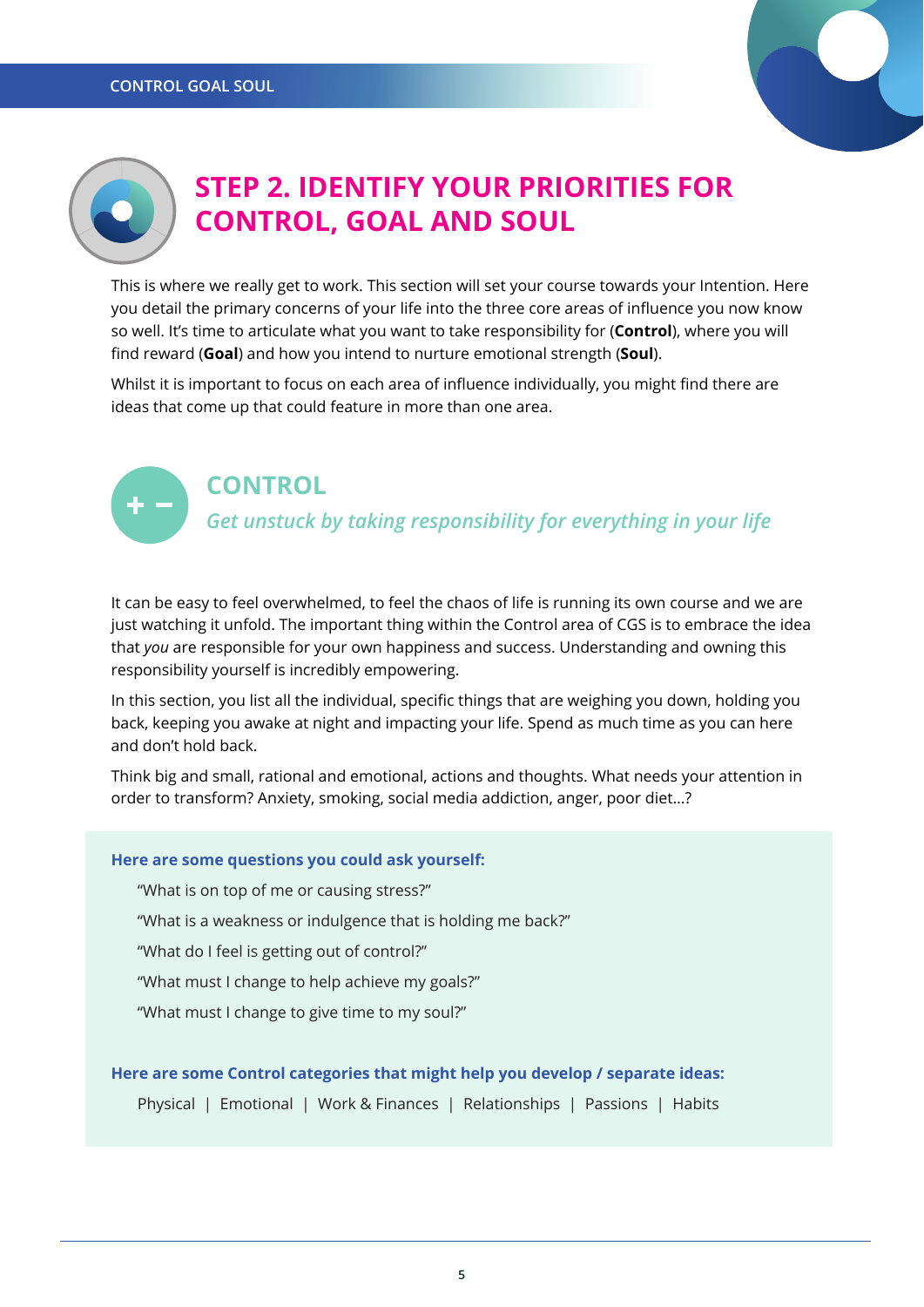# STEP 2. IDENTIFY YOUR PRIORITIES FOR CONTROL, GOAL AND SOUL

This is where we really get to work. This section will set your course towards your Intention. Here you detail the primary concerns of your life into the three core areas of influence you now know so well. It's time to articulate what you want to take responsibility for (**Control**), where you will find reward (**Goal**) and how you intend to nurture emotional strength (**Soul**).

Whilst it is important to focus on each area of influence individually, you might find there are ideas that come up that could feature in more than one area.

## CONTROL

*Get unstuck by taking responsibility for everything in your life*

It can be easy to feel overwhelmed, to feel the chaos of life is running its own course and we are just watching it unfold. The important thing within the Control area of CGS is to embrace the idea that *you* are responsible for your own happiness and success. Understanding and owning this responsibility yourself is incredibly empowering.

In this section, you list all the individual, specific things that are weighing you down, holding you back, keeping you awake at night and impacting your life. Spend as much time as you can here and don't hold back.

Think big and small, rational and emotional, actions and thoughts. What needs your attention in order to transform? Anxiety, smoking, social media addiction, anger, poor diet...?

**Here are some questions you could ask yourself:**

"What is on top of me or causing stress?"

"What is a weakness or indulgence that is holding me back?"

"What do I feel is getting out of control?"

"What must I change to help achieve my goals?"

"What must I change to give time to my soul?"

**Here are some Control categories that might help you develop / separate ideas:**

Physical | Emotional | Work & Finances | Relationships | Passions | Habits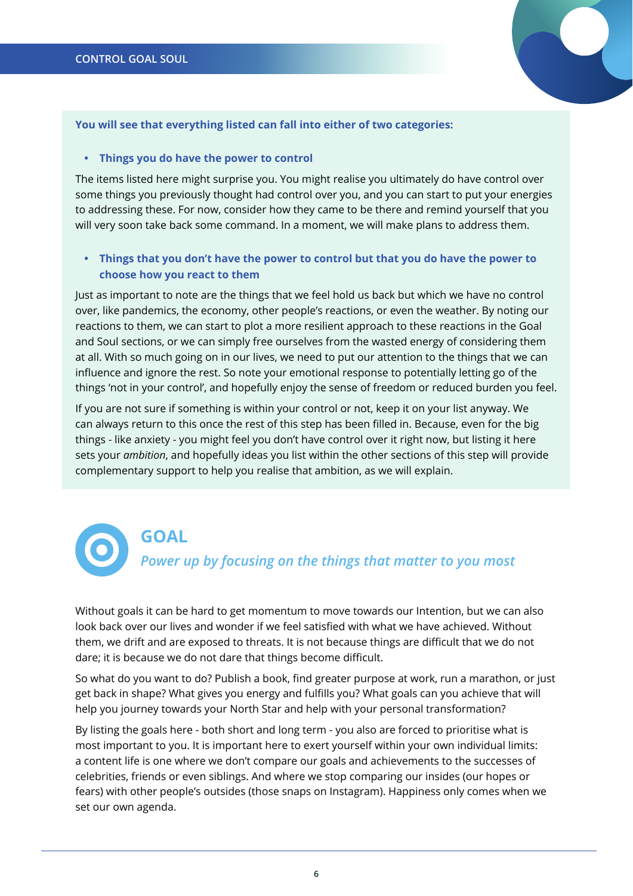**You will see that everything listed can fall into either of two categories:**

- **Things you do have the power to control**

The items listed here might surprise you. You might realise you ultimately do have control over some things you previously thought had control over you, and you can start to put your energies to addressing these. For now, consider how they came to be there and remind yourself that you will very soon take back some command. In a moment, we will make plans to address them.

- **Things that you don't have the power to control but that you do have the power to choose how you react to them**

Just as important to note are the things that we feel hold us back but which we have no control over, like pandemics, the economy, other people's reactions, or even the weather. By noting our reactions to them, we can start to plot a more resilient approach to these reactions in the Goal and Soul sections, or we can simply free ourselves from the wasted energy of considering them at all. With so much going on in our lives, we need to put our attention to the things that we can influence and ignore the rest. So note your emotional response to potentially letting go of the things 'not in your control', and hopefully enjoy the sense of freedom or reduced burden you feel.

If you are not sure if something is within your control or not, keep it on your list anyway. We can always return to this once the rest of this step has been filled in. Because, even for the big things - like anxiety - you might feel you don't have control over it right now, but listing it here sets your *ambition*, and hopefully ideas you list within the other sections of this step will provide complementary support to help you realise that ambition, as we will explain.

## GOAL

*Power up by focusing on the things that matter to you most*

Without goals it can be hard to get momentum to move towards our Intention, but we can also look back over our lives and wonder if we feel satisfied with what we have achieved. Without them, we drift and are exposed to threats. It is not because things are difficult that we do not dare; it is because we do not dare that things become difficult.

So what do you want to do? Publish a book, find greater purpose at work, run a marathon, or just get back in shape? What gives you energy and fulfills you? What goals can you achieve that will help you journey towards your North Star and help with your personal transformation?

By listing the goals here - both short and long term - you also are forced to prioritise what is most important to you. It is important here to exert yourself within your own individual limits: a content life is one where we don't compare our goals and achievements to the successes of celebrities, friends or even siblings. And where we stop comparing our insides (our hopes or fears) with other people's outsides (those snaps on Instagram). Happiness only comes when we set our own agenda.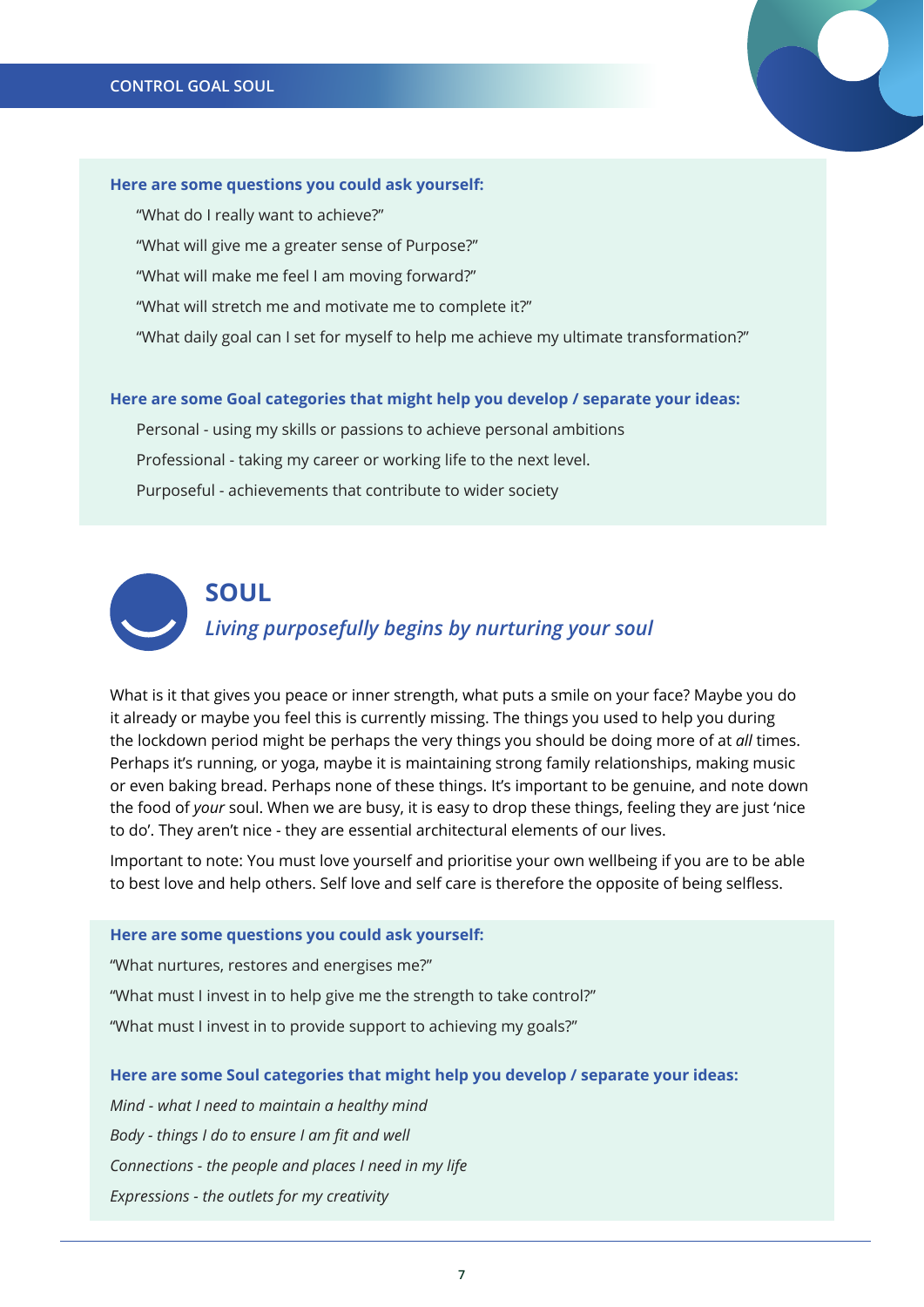**Here are some questions you could ask yourself:**

"What do I really want to achieve?"

"What will give me a greater sense of Purpose?"

"What will make me feel I am moving forward?"

"What will stretch me and motivate me to complete it?"

"What daily goal can I set for myself to help me achieve my ultimate transformation?"

**Here are some Goal categories that might help you develop / separate your ideas:**

Personal - using my skills or passions to achieve personal ambitions

Professional - taking my career or working life to the next level.

Purposeful - achievements that contribute to wider society

## SOUL

***Living purposefully begins by nurturing your soul***

What is it that gives you peace or inner strength, what puts a smile on your face? Maybe you do it already or maybe you feel this is currently missing. The things you used to help you during the lockdown period might be perhaps the very things you should be doing more of at *all* times. Perhaps it's running, or yoga, maybe it is maintaining strong family relationships, making music or even baking bread. Perhaps none of these things. It's important to be genuine, and note down the food of *your* soul. When we are busy, it is easy to drop these things, feeling they are just 'nice to do'. They aren't nice - they are essential architectural elements of our lives.

Important to note: You must love yourself and prioritise your own wellbeing if you are to be able to best love and help others. Self love and self care is therefore the opposite of being selfless.

**Here are some questions you could ask yourself:**

"What nurtures, restores and energises me?"

"What must I invest in to help give me the strength to take control?"

"What must I invest in to provide support to achieving my goals?"

**Here are some Soul categories that might help you develop / separate your ideas:**

*Mind - what I need to maintain a healthy mind*

*Body - things I do to ensure I am fit and well*

*Connections - the people and places I need in my life*

*Expressions - the outlets for my creativity*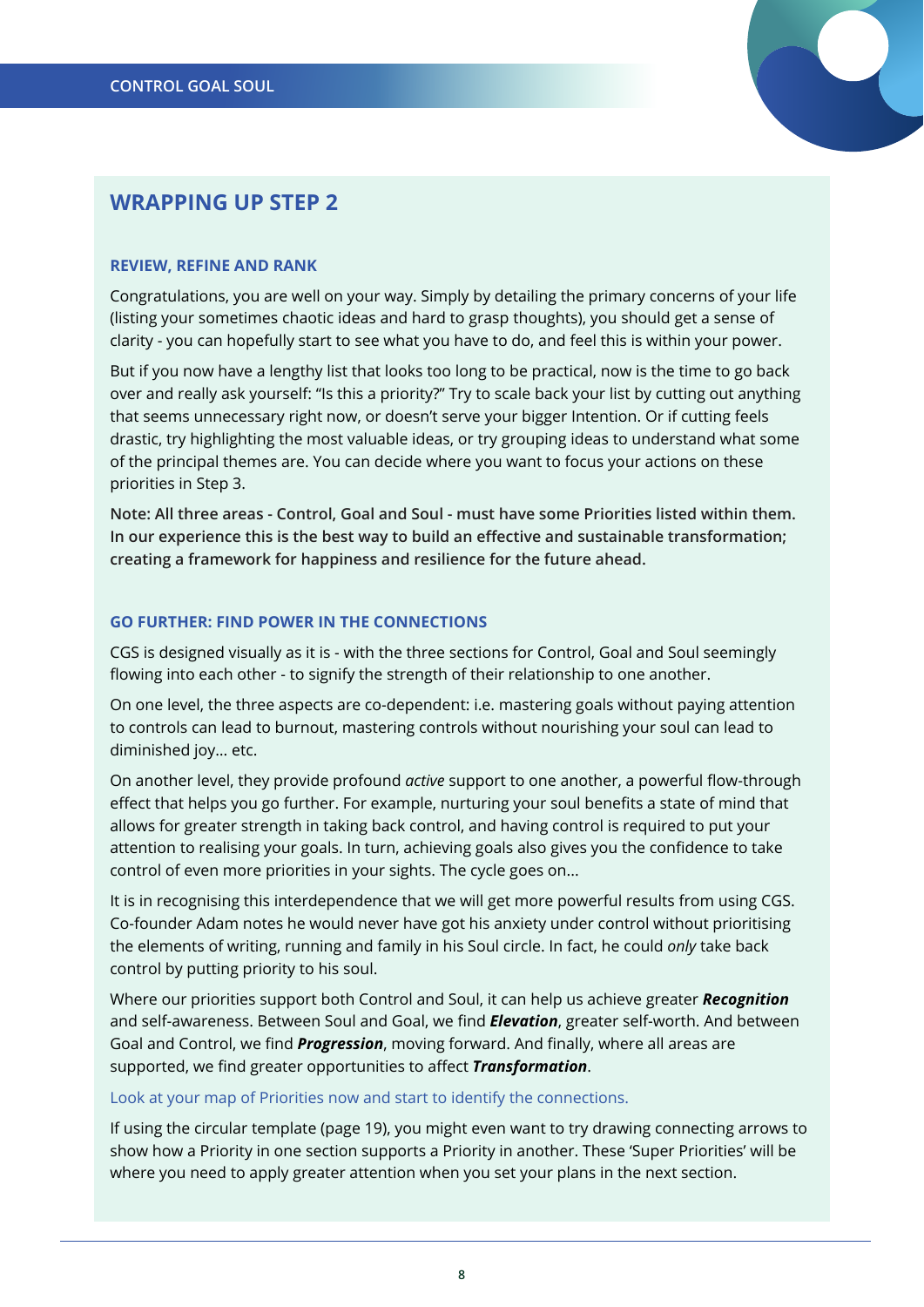## WRAPPING UP STEP 2

### REVIEW, REFINE AND RANK

Congratulations, you are well on your way. Simply by detailing the primary concerns of your life (listing your sometimes chaotic ideas and hard to grasp thoughts), you should get a sense of clarity - you can hopefully start to see what you have to do, and feel this is within your power.

But if you now have a lengthy list that looks too long to be practical, now is the time to go back over and really ask yourself: "Is this a priority?" Try to scale back your list by cutting out anything that seems unnecessary right now, or doesn't serve your bigger Intention. Or if cutting feels drastic, try highlighting the most valuable ideas, or try grouping ideas to understand what some of the principal themes are. You can decide where you want to focus your actions on these priorities in Step 3.

**Note: All three areas - Control, Goal and Soul - must have some Priorities listed within them. In our experience this is the best way to build an effective and sustainable transformation; creating a framework for happiness and resilience for the future ahead.**

### GO FURTHER: FIND POWER IN THE CONNECTIONS

CGS is designed visually as it is - with the three sections for Control, Goal and Soul seemingly flowing into each other - to signify the strength of their relationship to one another.

On one level, the three aspects are co-dependent: i.e. mastering goals without paying attention to controls can lead to burnout, mastering controls without nourishing your soul can lead to diminished joy... etc.

On another level, they provide profound *active* support to one another, a powerful flow-through effect that helps you go further. For example, nurturing your soul benefits a state of mind that allows for greater strength in taking back control, and having control is required to put your attention to realising your goals. In turn, achieving goals also gives you the confidence to take control of even more priorities in your sights. The cycle goes on...

It is in recognising this interdependence that we will get more powerful results from using CGS. Co-founder Adam notes he would never have got his anxiety under control without prioritising the elements of writing, running and family in his Soul circle. In fact, he could *only* take back control by putting priority to his soul.

Where our priorities support both Control and Soul, it can help us achieve greater ***Recognition*** and self-awareness. Between Soul and Goal, we find ***Elevation***, greater self-worth. And between Goal and Control, we find ***Progression***, moving forward. And finally, where all areas are supported, we find greater opportunities to affect ***Transformation***.

Look at your map of Priorities now and start to identify the connections.

If using the circular template (page 19), you might even want to try drawing connecting arrows to show how a Priority in one section supports a Priority in another. These 'Super Priorities' will be where you need to apply greater attention when you set your plans in the next section.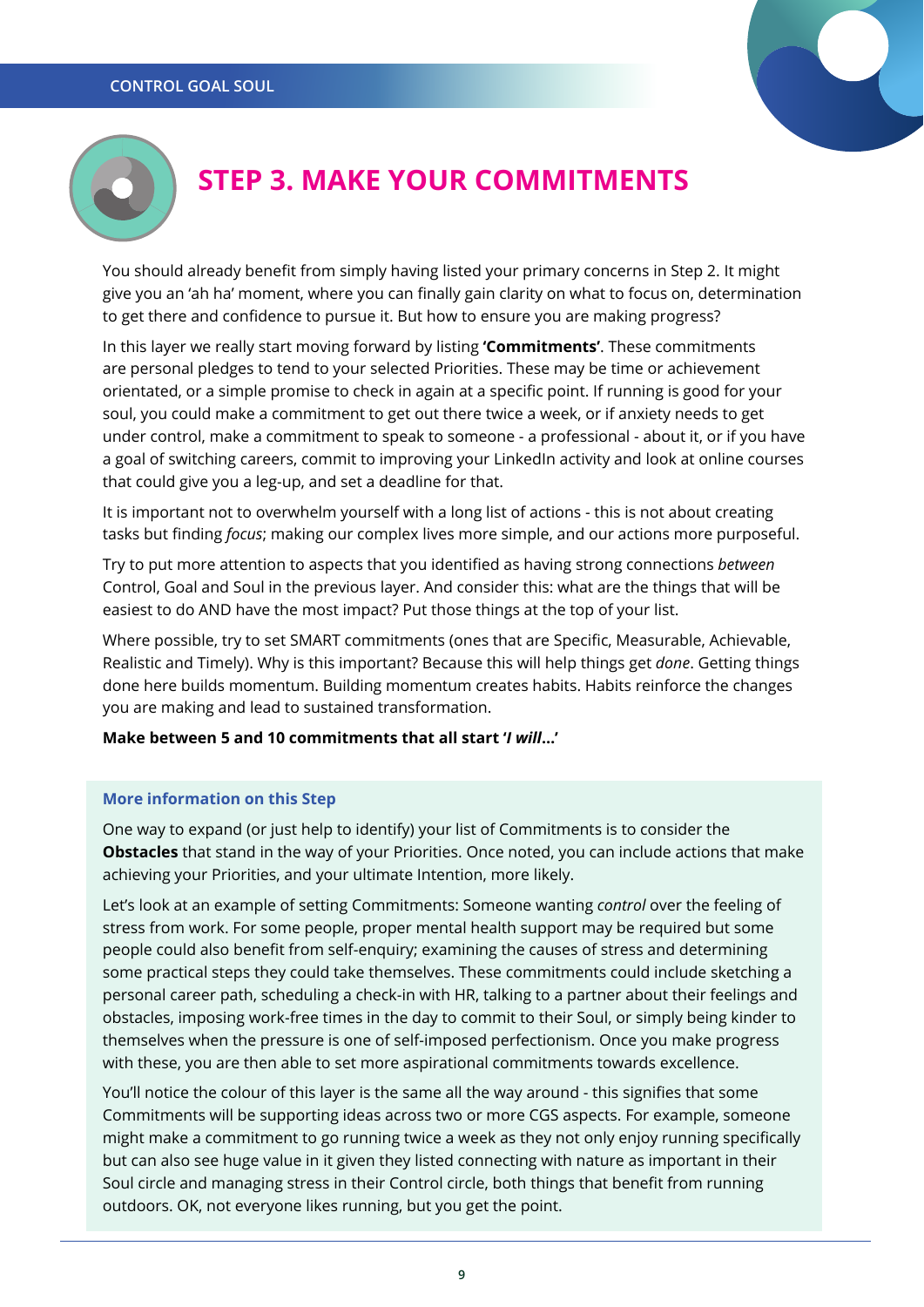# STEP 3. MAKE YOUR COMMITMENTS

You should already benefit from simply having listed your primary concerns in Step 2. It might give you an 'ah ha' moment, where you can finally gain clarity on what to focus on, determination to get there and confidence to pursue it. But how to ensure you are making progress?

In this layer we really start moving forward by listing **'Commitments'**. These commitments are personal pledges to tend to your selected Priorities. These may be time or achievement orientated, or a simple promise to check in again at a specific point. If running is good for your soul, you could make a commitment to get out there twice a week, or if anxiety needs to get under control, make a commitment to speak to someone - a professional - about it, or if you have a goal of switching careers, commit to improving your LinkedIn activity and look at online courses that could give you a leg-up, and set a deadline for that.

It is important not to overwhelm yourself with a long list of actions - this is not about creating tasks but finding *focus*; making our complex lives more simple, and our actions more purposeful.

Try to put more attention to aspects that you identified as having strong connections *between* Control, Goal and Soul in the previous layer. And consider this: what are the things that will be easiest to do AND have the most impact? Put those things at the top of your list.

Where possible, try to set SMART commitments (ones that are Specific, Measurable, Achievable, Realistic and Timely). Why is this important? Because this will help things get *done*. Getting things done here builds momentum. Building momentum creates habits. Habits reinforce the changes you are making and lead to sustained transformation.

**Make between 5 and 10 commitments that all start '*I will*...'**

### More information on this Step

One way to expand (or just help to identify) your list of Commitments is to consider the **Obstacles** that stand in the way of your Priorities. Once noted, you can include actions that make achieving your Priorities, and your ultimate Intention, more likely.

Let's look at an example of setting Commitments: Someone wanting *control* over the feeling of stress from work. For some people, proper mental health support may be required but some people could also benefit from self-enquiry; examining the causes of stress and determining some practical steps they could take themselves. These commitments could include sketching a personal career path, scheduling a check-in with HR, talking to a partner about their feelings and obstacles, imposing work-free times in the day to commit to their Soul, or simply being kinder to themselves when the pressure is one of self-imposed perfectionism. Once you make progress with these, you are then able to set more aspirational commitments towards excellence.

You'll notice the colour of this layer is the same all the way around - this signifies that some Commitments will be supporting ideas across two or more CGS aspects. For example, someone might make a commitment to go running twice a week as they not only enjoy running specifically but can also see huge value in it given they listed connecting with nature as important in their Soul circle and managing stress in their Control circle, both things that benefit from running outdoors. OK, not everyone likes running, but you get the point.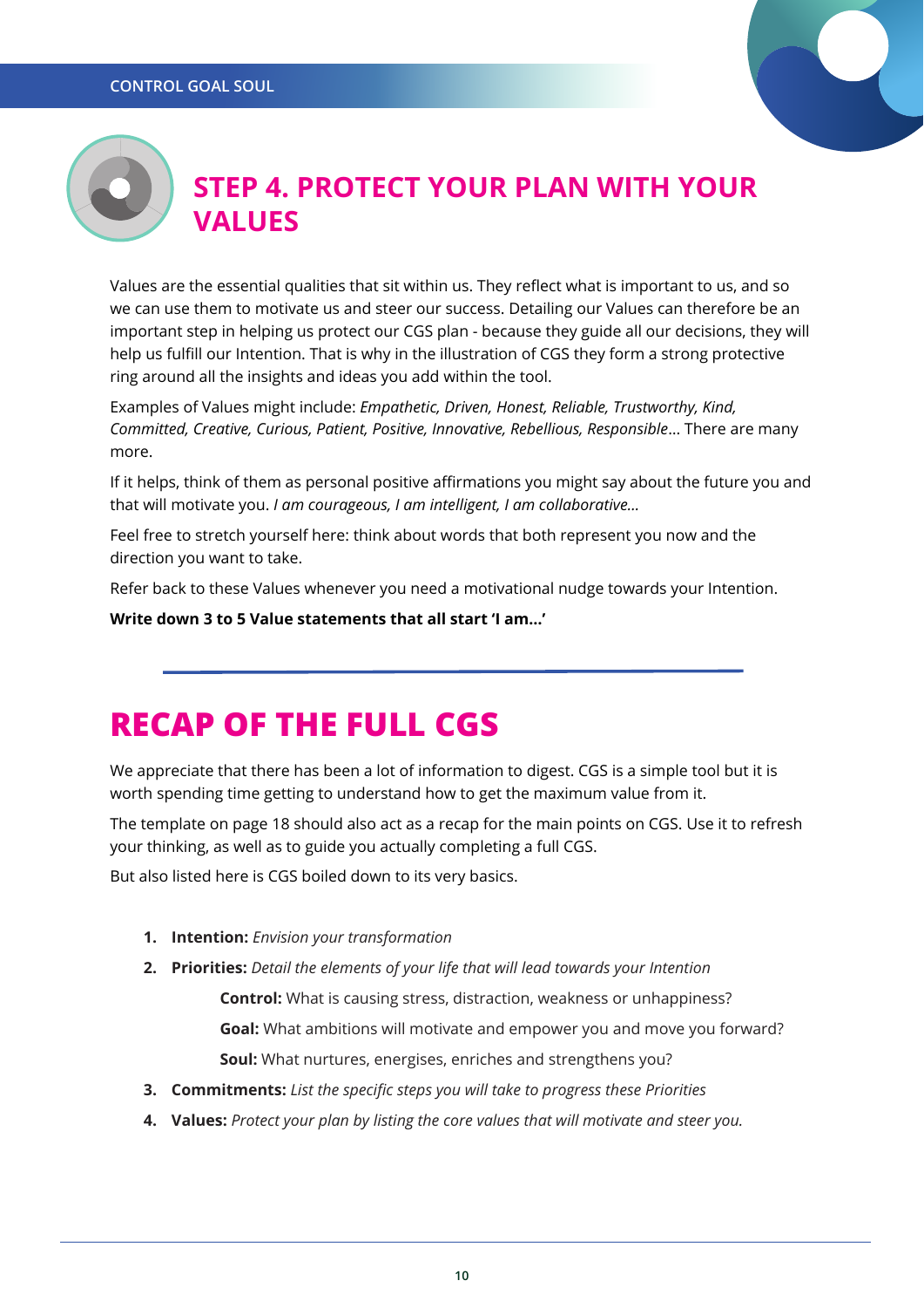## STEP 4. PROTECT YOUR PLAN WITH YOUR VALUES

Values are the essential qualities that sit within us. They reflect what is important to us, and so we can use them to motivate us and steer our success. Detailing our Values can therefore be an important step in helping us protect our CGS plan - because they guide all our decisions, they will help us fulfill our Intention. That is why in the illustration of CGS they form a strong protective ring around all the insights and ideas you add within the tool.

Examples of Values might include: *Empathetic, Driven, Honest, Reliable, Trustworthy, Kind, Committed, Creative, Curious, Patient, Positive, Innovative, Rebellious, Responsible*... There are many more.

If it helps, think of them as personal positive affirmations you might say about the future you and that will motivate you. *I am courageous, I am intelligent, I am collaborative…*

Feel free to stretch yourself here: think about words that both represent you now and the direction you want to take.

Refer back to these Values whenever you need a motivational nudge towards your Intention.

**Write down 3 to 5 Value statements that all start 'I am…'**

---

# RECAP OF THE FULL CGS

We appreciate that there has been a lot of information to digest. CGS is a simple tool but it is worth spending time getting to understand how to get the maximum value from it.

The template on page 18 should also act as a recap for the main points on CGS. Use it to refresh your thinking, as well as to guide you actually completing a full CGS.

But also listed here is CGS boiled down to its very basics.

1. **Intention:** *Envision your transformation*
2. **Priorities:** *Detail the elements of your life that will lead towards your Intention*

   **Control:** What is causing stress, distraction, weakness or unhappiness?

   **Goal:** What ambitions will motivate and empower you and move you forward?

   **Soul:** What nurtures, energises, enriches and strengthens you?
3. **Commitments:** *List the specific steps you will take to progress these Priorities*
4. **Values:** *Protect your plan by listing the core values that will motivate and steer you.*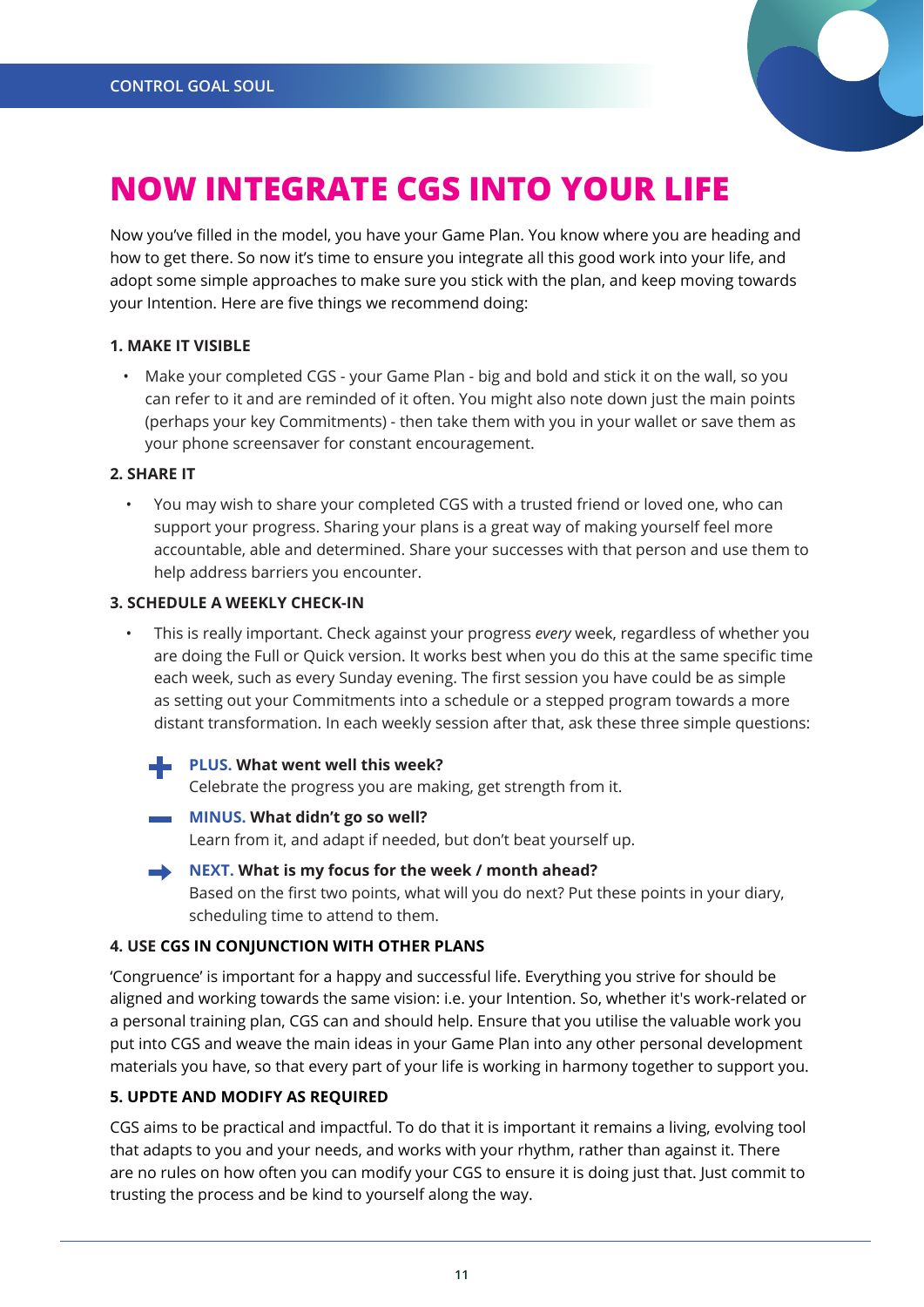# NOW INTEGRATE CGS INTO YOUR LIFE

Now you've filled in the model, you have your Game Plan. You know where you are heading and how to get there. So now it's time to ensure you integrate all this good work into your life, and adopt some simple approaches to make sure you stick with the plan, and keep moving towards your Intention. Here are five things we recommend doing:

**1. MAKE IT VISIBLE**

- Make your completed CGS - your Game Plan - big and bold and stick it on the wall, so you can refer to it and are reminded of it often. You might also note down just the main points (perhaps your key Commitments) - then take them with you in your wallet or save them as your phone screensaver for constant encouragement.

**2. SHARE IT**

- You may wish to share your completed CGS with a trusted friend or loved one, who can support your progress. Sharing your plans is a great way of making yourself feel more accountable, able and determined. Share your successes with that person and use them to help address barriers you encounter.

**3. SCHEDULE A WEEKLY CHECK-IN**

- This is really important. Check against your progress *every* week, regardless of whether you are doing the Full or Quick version. It works best when you do this at the same specific time each week, such as every Sunday evening. The first session you have could be as simple as setting out your Commitments into a schedule or a stepped program towards a more distant transformation. In each weekly session after that, ask these three simple questions:

**PLUS. What went well this week?**
Celebrate the progress you are making, get strength from it.

**MINUS. What didn't go so well?**
Learn from it, and adapt if needed, but don't beat yourself up.

**NEXT. What is my focus for the week / month ahead?**
Based on the first two points, what will you do next? Put these points in your diary, scheduling time to attend to them.

**4. USE CGS IN CONJUNCTION WITH OTHER PLANS**

'Congruence' is important for a happy and successful life. Everything you strive for should be aligned and working towards the same vision: i.e. your Intention. So, whether it's work-related or a personal training plan, CGS can and should help. Ensure that you utilise the valuable work you put into CGS and weave the main ideas in your Game Plan into any other personal development materials you have, so that every part of your life is working in harmony together to support you.

**5. UPDTE AND MODIFY AS REQUIRED**

CGS aims to be practical and impactful. To do that it is important it remains a living, evolving tool that adapts to you and your needs, and works with your rhythm, rather than against it. There are no rules on how often you can modify your CGS to ensure it is doing just that. Just commit to trusting the process and be kind to yourself along the way.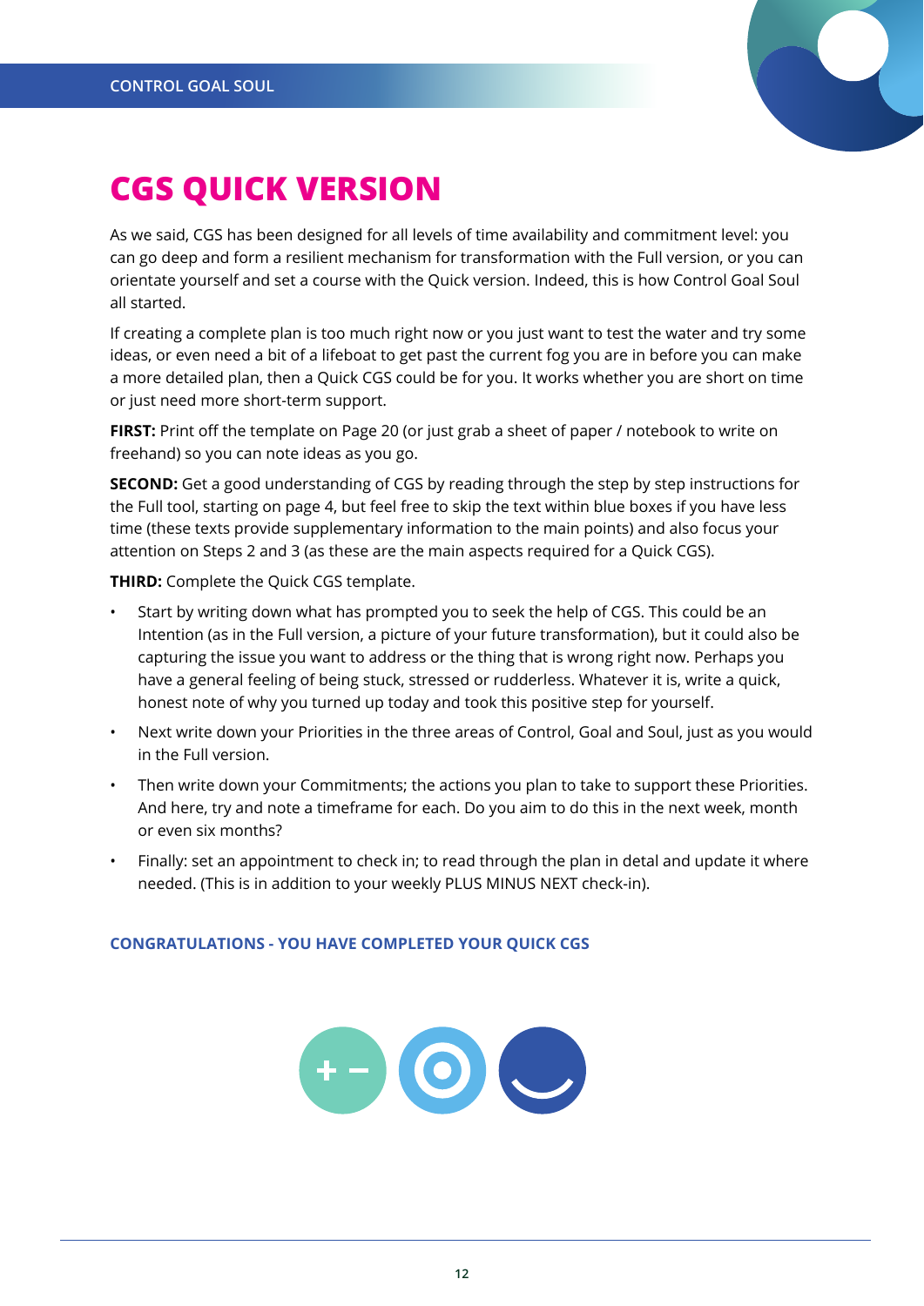# CGS QUICK VERSION

As we said, CGS has been designed for all levels of time availability and commitment level: you can go deep and form a resilient mechanism for transformation with the Full version, or you can orientate yourself and set a course with the Quick version. Indeed, this is how Control Goal Soul all started.

If creating a complete plan is too much right now or you just want to test the water and try some ideas, or even need a bit of a lifeboat to get past the current fog you are in before you can make a more detailed plan, then a Quick CGS could be for you. It works whether you are short on time or just need more short-term support.

**FIRST:** Print off the template on Page 20 (or just grab a sheet of paper / notebook to write on freehand) so you can note ideas as you go.

**SECOND:** Get a good understanding of CGS by reading through the step by step instructions for the Full tool, starting on page 4, but feel free to skip the text within blue boxes if you have less time (these texts provide supplementary information to the main points) and also focus your attention on Steps 2 and 3 (as these are the main aspects required for a Quick CGS).

**THIRD:** Complete the Quick CGS template.

- Start by writing down what has prompted you to seek the help of CGS. This could be an Intention (as in the Full version, a picture of your future transformation), but it could also be capturing the issue you want to address or the thing that is wrong right now. Perhaps you have a general feeling of being stuck, stressed or rudderless. Whatever it is, write a quick, honest note of why you turned up today and took this positive step for yourself.
- Next write down your Priorities in the three areas of Control, Goal and Soul, just as you would in the Full version.
- Then write down your Commitments; the actions you plan to take to support these Priorities. And here, try and note a timeframe for each. Do you aim to do this in the next week, month or even six months?
- Finally: set an appointment to check in; to read through the plan in detal and update it where needed. (This is in addition to your weekly PLUS MINUS NEXT check-in).

**CONGRATULATIONS - YOU HAVE COMPLETED YOUR QUICK CGS**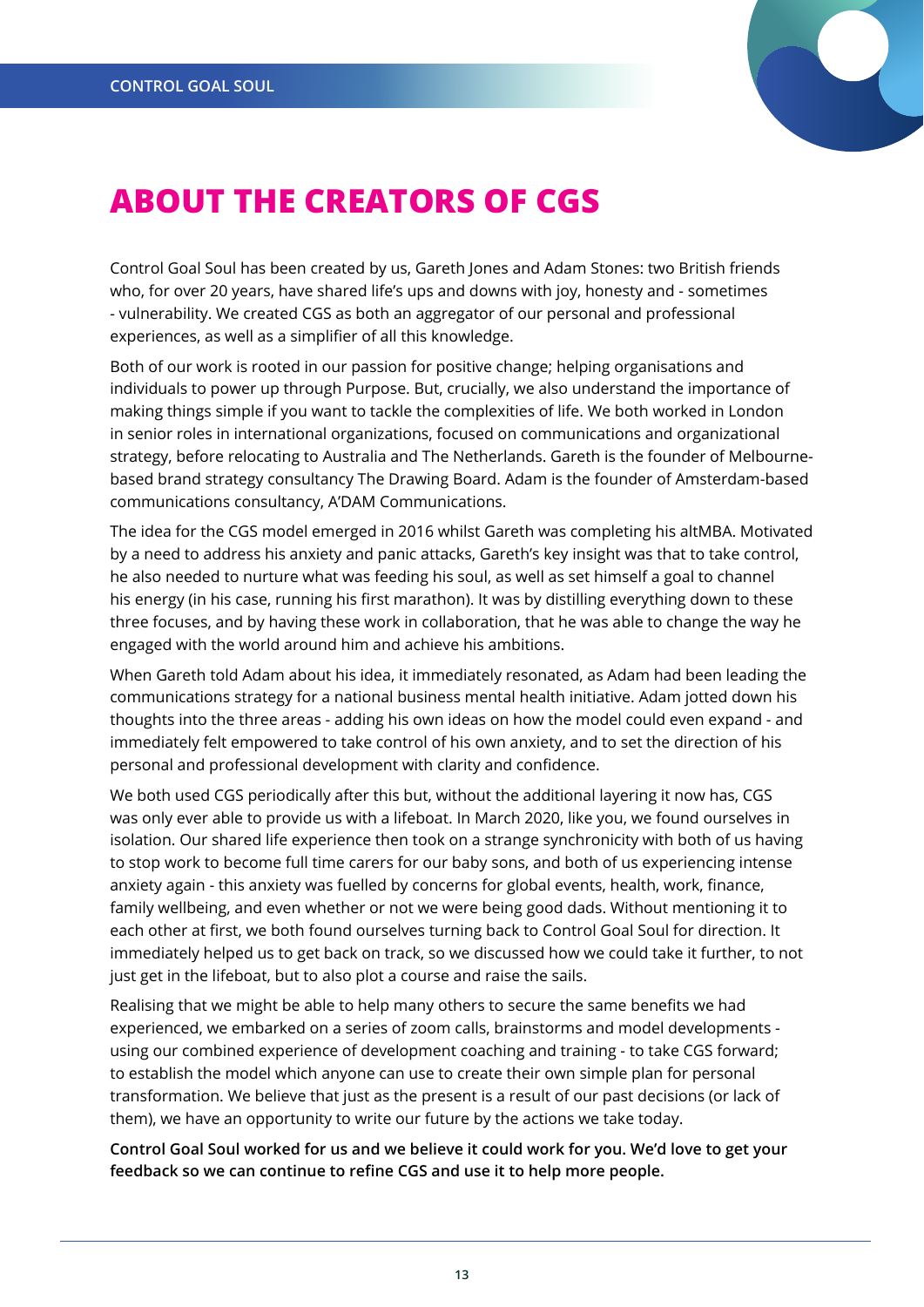# ABOUT THE CREATORS OF CGS

Control Goal Soul has been created by us, Gareth Jones and Adam Stones: two British friends who, for over 20 years, have shared life's ups and downs with joy, honesty and - sometimes - vulnerability. We created CGS as both an aggregator of our personal and professional experiences, as well as a simplifier of all this knowledge.

Both of our work is rooted in our passion for positive change; helping organisations and individuals to power up through Purpose. But, crucially, we also understand the importance of making things simple if you want to tackle the complexities of life. We both worked in London in senior roles in international organizations, focused on communications and organizational strategy, before relocating to Australia and The Netherlands. Gareth is the founder of Melbourne-based brand strategy consultancy The Drawing Board. Adam is the founder of Amsterdam-based communications consultancy, A'DAM Communications.

The idea for the CGS model emerged in 2016 whilst Gareth was completing his altMBA. Motivated by a need to address his anxiety and panic attacks, Gareth's key insight was that to take control, he also needed to nurture what was feeding his soul, as well as set himself a goal to channel his energy (in his case, running his first marathon). It was by distilling everything down to these three focuses, and by having these work in collaboration, that he was able to change the way he engaged with the world around him and achieve his ambitions.

When Gareth told Adam about his idea, it immediately resonated, as Adam had been leading the communications strategy for a national business mental health initiative. Adam jotted down his thoughts into the three areas - adding his own ideas on how the model could even expand - and immediately felt empowered to take control of his own anxiety, and to set the direction of his personal and professional development with clarity and confidence.

We both used CGS periodically after this but, without the additional layering it now has, CGS was only ever able to provide us with a lifeboat. In March 2020, like you, we found ourselves in isolation. Our shared life experience then took on a strange synchronicity with both of us having to stop work to become full time carers for our baby sons, and both of us experiencing intense anxiety again - this anxiety was fuelled by concerns for global events, health, work, finance, family wellbeing, and even whether or not we were being good dads. Without mentioning it to each other at first, we both found ourselves turning back to Control Goal Soul for direction. It immediately helped us to get back on track, so we discussed how we could take it further, to not just get in the lifeboat, but to also plot a course and raise the sails.

Realising that we might be able to help many others to secure the same benefits we had experienced, we embarked on a series of zoom calls, brainstorms and model developments - using our combined experience of development coaching and training - to take CGS forward; to establish the model which anyone can use to create their own simple plan for personal transformation. We believe that just as the present is a result of our past decisions (or lack of them), we have an opportunity to write our future by the actions we take today.

**Control Goal Soul worked for us and we believe it could work for you. We'd love to get your feedback so we can continue to refine CGS and use it to help more people.**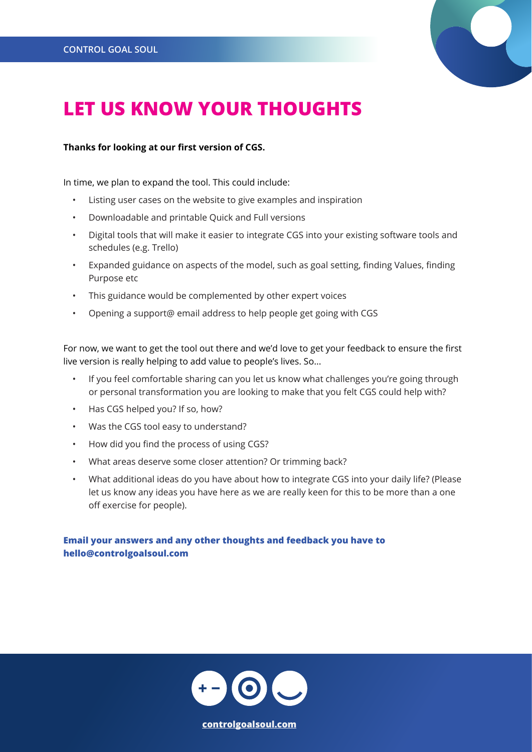# LET US KNOW YOUR THOUGHTS

**Thanks for looking at our first version of CGS.**

In time, we plan to expand the tool. This could include:

- Listing user cases on the website to give examples and inspiration
- Downloadable and printable Quick and Full versions
- Digital tools that will make it easier to integrate CGS into your existing software tools and schedules (e.g. Trello)
- Expanded guidance on aspects of the model, such as goal setting, finding Values, finding Purpose etc
- This guidance would be complemented by other expert voices
- Opening a support@ email address to help people get going with CGS

For now, we want to get the tool out there and we'd love to get your feedback to ensure the first live version is really helping to add value to people's lives. So...

- If you feel comfortable sharing can you let us know what challenges you're going through or personal transformation you are looking to make that you felt CGS could help with?
- Has CGS helped you? If so, how?
- Was the CGS tool easy to understand?
- How did you find the process of using CGS?
- What areas deserve some closer attention? Or trimming back?
- What additional ideas do you have about how to integrate CGS into your daily life? (Please let us know any ideas you have here as we are really keen for this to be more than a one off exercise for people).

**Email your answers and any other thoughts and feedback you have to hello@controlgoalsoul.com**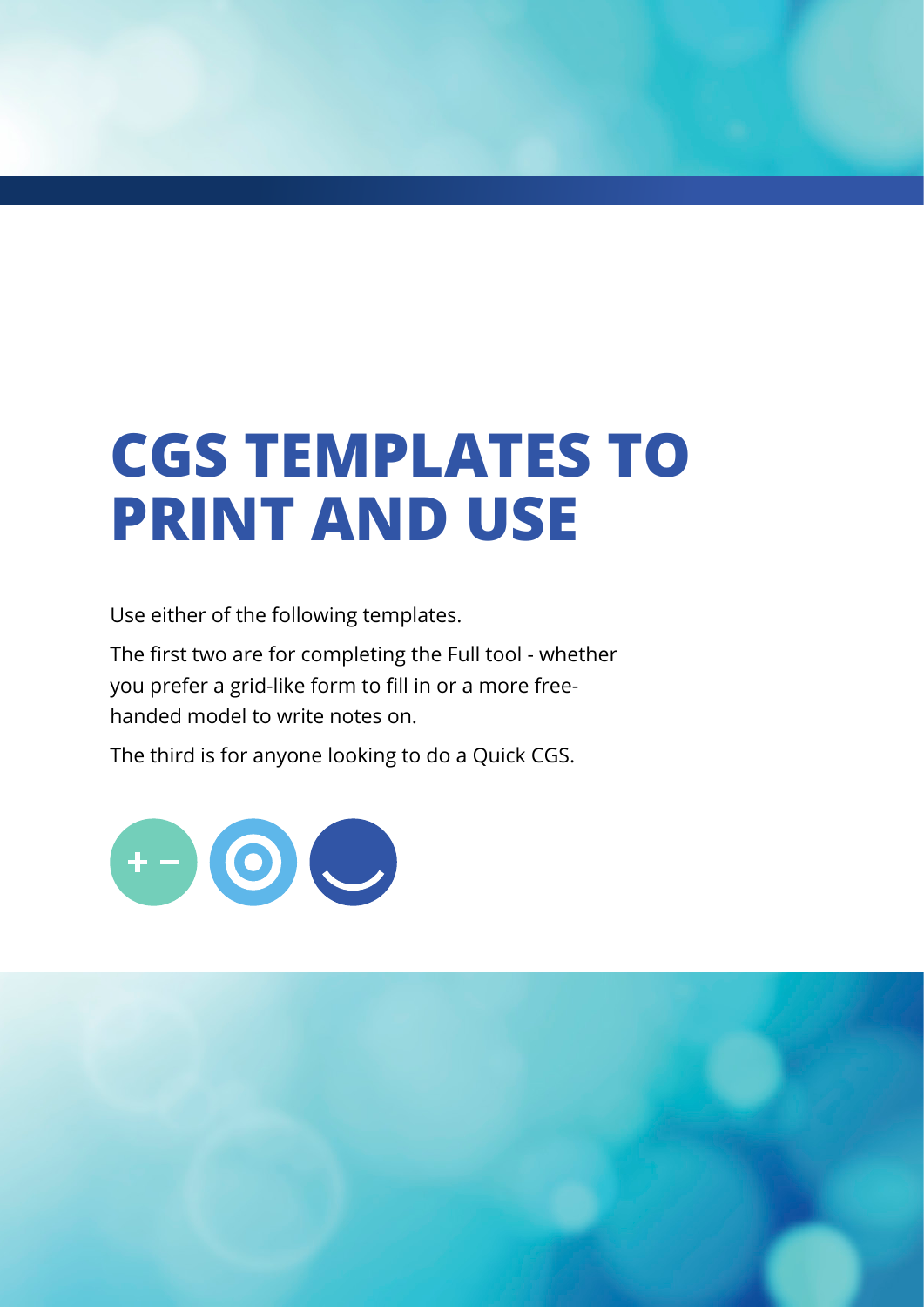# CGS TEMPLATES TO PRINT AND USE

Use either of the following templates.

The first two are for completing the Full tool - whether you prefer a grid-like form to fill in or a more free-handed model to write notes on.

The third is for anyone looking to do a Quick CGS.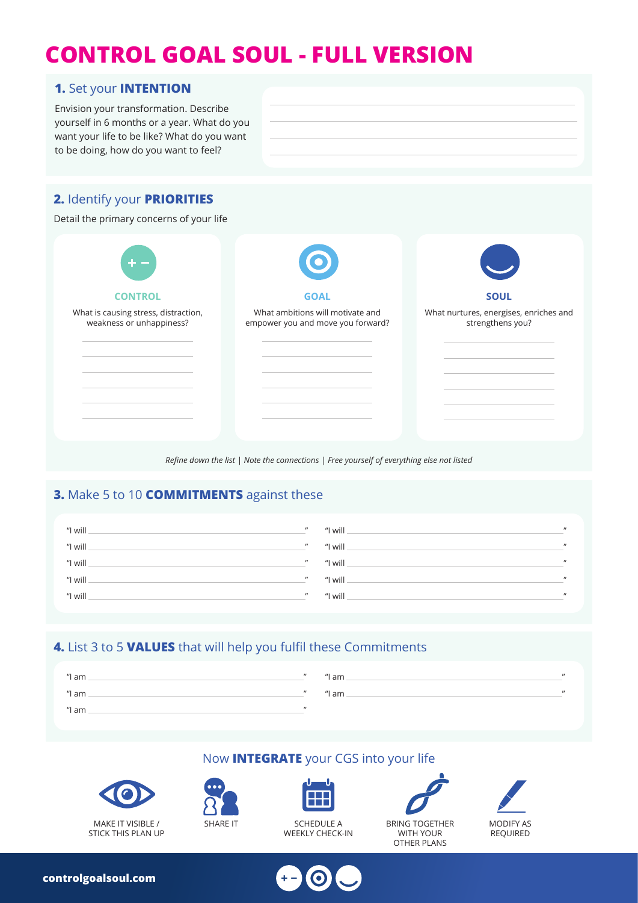# CONTROL GOAL SOUL - FULL VERSION

## 1. Set your INTENTION

Envision your transformation. Describe yourself in 6 months or a year. What do you want your life to be like? What do you want to be doing, how do you want to feel?

## 2. Identify your PRIORITIES

Detail the primary concerns of your life

**CONTROL**

What is causing stress, distraction, weakness or unhappiness?

**GOAL**

What ambitions will motivate and empower you and move you forward?

**SOUL**

What nurtures, energises, enriches and strengthens you?

*Refine down the list | Note the connections | Free yourself of everything else not listed*

## 3. Make 5 to 10 COMMITMENTS against these

"I will ____________________"

"I will ____________________"

"I will ____________________"

"I will ____________________"

"I will ____________________"

"I will ____________________"

"I will ____________________"

"I will ____________________"

"I will ____________________"

"I will ____________________"

## 4. List 3 to 5 VALUES that will help you fulfil these Commitments

"I am ____________________"

"I am ____________________"

"I am ____________________"

"I am ____________________"

"I am ____________________"

## Now INTEGRATE your CGS into your life

- MAKE IT VISIBLE / STICK THIS PLAN UP
- SHARE IT
- SCHEDULE A WEEKLY CHECK-IN
- BRING TOGETHER WITH YOUR OTHER PLANS
- MODIFY AS REQUIRED

**controlgoalsoul.com**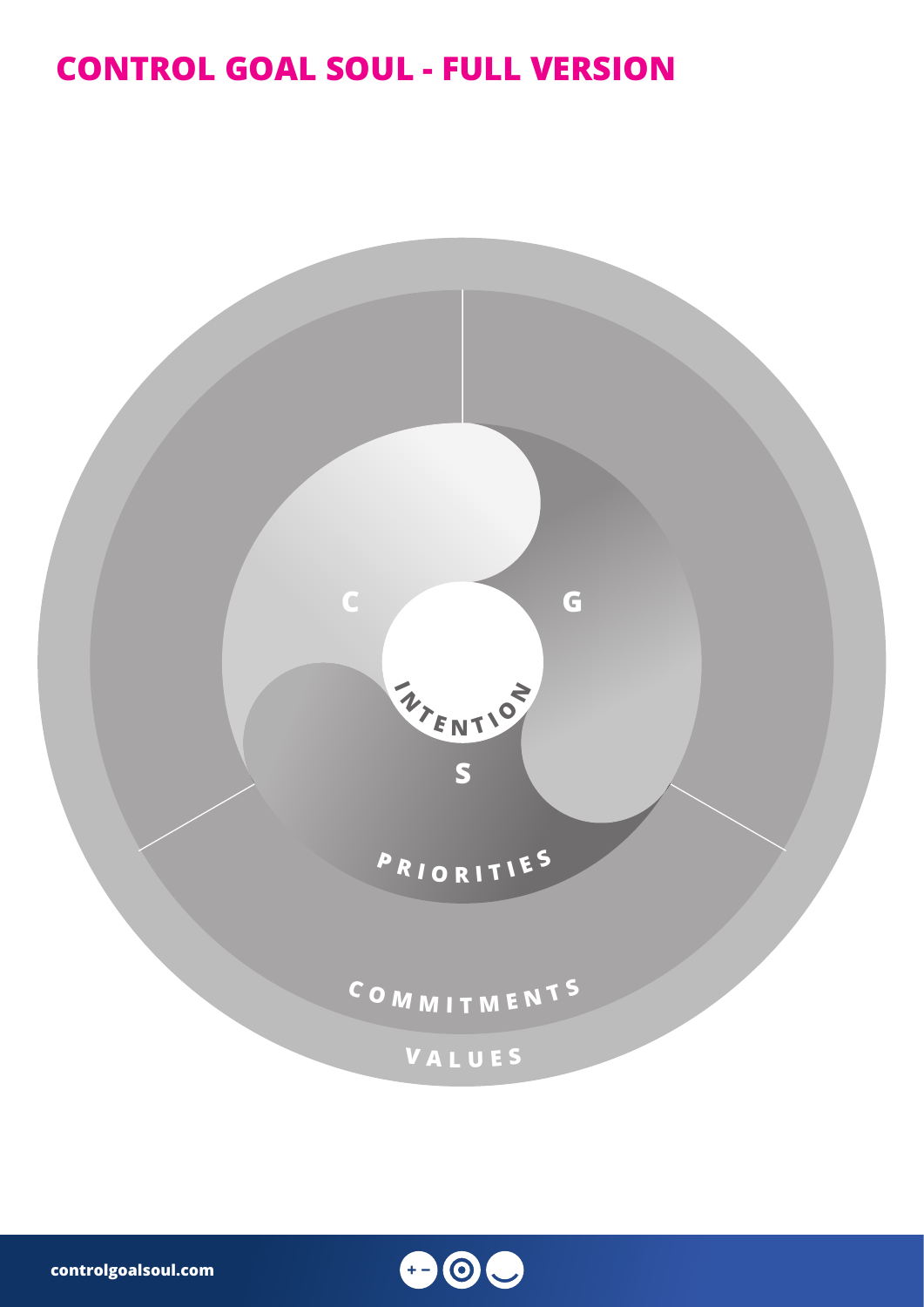# CONTROL GOAL SOUL - FULL VERSION

C

G

INTENTION

S

PRIORITIES

COMMITMENTS

VALUES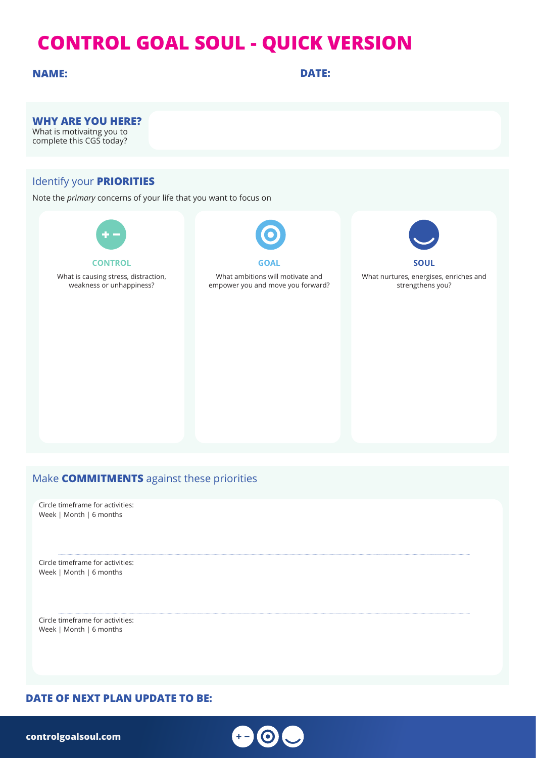# CONTROL GOAL SOUL - QUICK VERSION

**NAME:**

**DATE:**

**WHY ARE YOU HERE?**
What is motivaitng you to complete this CGS today?

## Identify your **PRIORITIES**

Note the *primary* concerns of your life that you want to focus on

**CONTROL**
What is causing stress, distraction, weakness or unhappiness?

**GOAL**
What ambitions will motivate and empower you and move you forward?

**SOUL**
What nurtures, energises, enriches and strengthens you?

## Make **COMMITMENTS** against these priorities

Circle timeframe for activities:
Week | Month | 6 months

Circle timeframe for activities:
Week | Month | 6 months

Circle timeframe for activities:
Week | Month | 6 months

**DATE OF NEXT PLAN UPDATE TO BE:**

**controlgoalsoul.com**